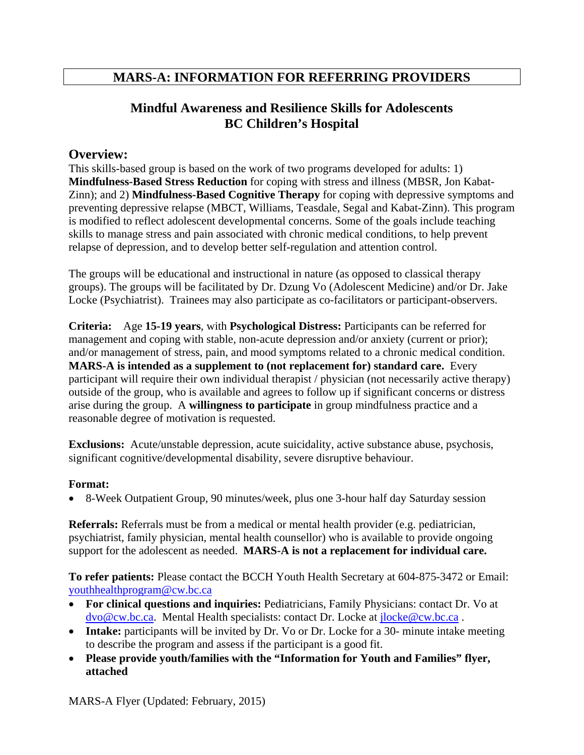# MARS-A: INFORMATION FOR REFERRING PROVIDERS

## Mindful Awareness and Resilience Skills for Adolescents
## BC Children's Hospital

### Overview:

This skills-based group is based on the work of two programs developed for adults: 1) **Mindfulness-Based Stress Reduction** for coping with stress and illness (MBSR, Jon Kabat-Zinn); and 2) **Mindfulness-Based Cognitive Therapy** for coping with depressive symptoms and preventing depressive relapse (MBCT, Williams, Teasdale, Segal and Kabat-Zinn). This program is modified to reflect adolescent developmental concerns. Some of the goals include teaching skills to manage stress and pain associated with chronic medical conditions, to help prevent relapse of depression, and to develop better self-regulation and attention control.

The groups will be educational and instructional in nature (as opposed to classical therapy groups). The groups will be facilitated by Dr. Dzung Vo (Adolescent Medicine) and/or Dr. Jake Locke (Psychiatrist). Trainees may also participate as co-facilitators or participant-observers.

**Criteria:** Age **15-19 years**, with **Psychological Distress:** Participants can be referred for management and coping with stable, non-acute depression and/or anxiety (current or prior); and/or management of stress, pain, and mood symptoms related to a chronic medical condition. **MARS-A is intended as a supplement to (not replacement for) standard care.** Every participant will require their own individual therapist / physician (not necessarily active therapy) outside of the group, who is available and agrees to follow up if significant concerns or distress arise during the group. A **willingness to participate** in group mindfulness practice and a reasonable degree of motivation is requested.

**Exclusions:** Acute/unstable depression, acute suicidality, active substance abuse, psychosis, significant cognitive/developmental disability, severe disruptive behaviour.

**Format:**

- 8-Week Outpatient Group, 90 minutes/week, plus one 3-hour half day Saturday session

**Referrals:** Referrals must be from a medical or mental health provider (e.g. pediatrician, psychiatrist, family physician, mental health counsellor) who is available to provide ongoing support for the adolescent as needed. **MARS-A is not a replacement for individual care.**

**To refer patients:** Please contact the BCCH Youth Health Secretary at 604-875-3472 or Email: youthhealthprogram@cw.bc.ca

- **For clinical questions and inquiries:** Pediatricians, Family Physicians: contact Dr. Vo at dvo@cw.bc.ca. Mental Health specialists: contact Dr. Locke at jlocke@cw.bc.ca .
- **Intake:** participants will be invited by Dr. Vo or Dr. Locke for a 30- minute intake meeting to describe the program and assess if the participant is a good fit.
- **Please provide youth/families with the "Information for Youth and Families" flyer, attached**

MARS-A Flyer (Updated: February, 2015)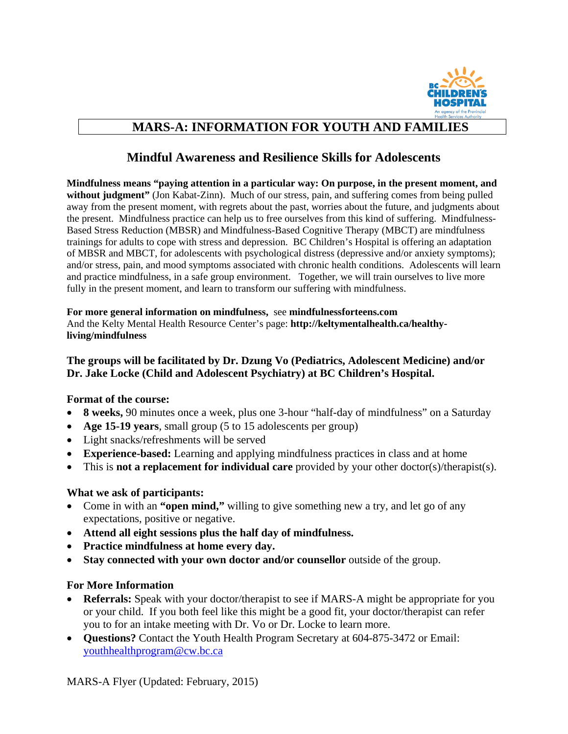# MARS-A: INFORMATION FOR YOUTH AND FAMILIES

## Mindful Awareness and Resilience Skills for Adolescents

**Mindfulness means "paying attention in a particular way: On purpose, in the present moment, and without judgment"** (Jon Kabat-Zinn). Much of our stress, pain, and suffering comes from being pulled away from the present moment, with regrets about the past, worries about the future, and judgments about the present. Mindfulness practice can help us to free ourselves from this kind of suffering. Mindfulness-Based Stress Reduction (MBSR) and Mindfulness-Based Cognitive Therapy (MBCT) are mindfulness trainings for adults to cope with stress and depression. BC Children's Hospital is offering an adaptation of MBSR and MBCT, for adolescents with psychological distress (depressive and/or anxiety symptoms); and/or stress, pain, and mood symptoms associated with chronic health conditions. Adolescents will learn and practice mindfulness, in a safe group environment. Together, we will train ourselves to live more fully in the present moment, and learn to transform our suffering with mindfulness.

**For more general information on mindfulness,** see **mindfulnessforteens.com**
And the Kelty Mental Health Resource Center's page: **http://keltymentalhealth.ca/healthy-living/mindfulness**

### The groups will be facilitated by Dr. Dzung Vo (Pediatrics, Adolescent Medicine) and/or Dr. Jake Locke (Child and Adolescent Psychiatry) at BC Children's Hospital.

**Format of the course:**

- **8 weeks,** 90 minutes once a week, plus one 3-hour "half-day of mindfulness" on a Saturday
- **Age 15-19 years**, small group (5 to 15 adolescents per group)
- Light snacks/refreshments will be served
- **Experience-based:** Learning and applying mindfulness practices in class and at home
- This is **not a replacement for individual care** provided by your other doctor(s)/therapist(s).

**What we ask of participants:**

- Come in with an **"open mind,"** willing to give something new a try, and let go of any expectations, positive or negative.
- **Attend all eight sessions plus the half day of mindfulness.**
- **Practice mindfulness at home every day.**
- **Stay connected with your own doctor and/or counsellor** outside of the group.

**For More Information**

- **Referrals:** Speak with your doctor/therapist to see if MARS-A might be appropriate for you or your child. If you both feel like this might be a good fit, your doctor/therapist can refer you to for an intake meeting with Dr. Vo or Dr. Locke to learn more.
- **Questions?** Contact the Youth Health Program Secretary at 604-875-3472 or Email: youthhealthprogram@cw.bc.ca

MARS-A Flyer (Updated: February, 2015)